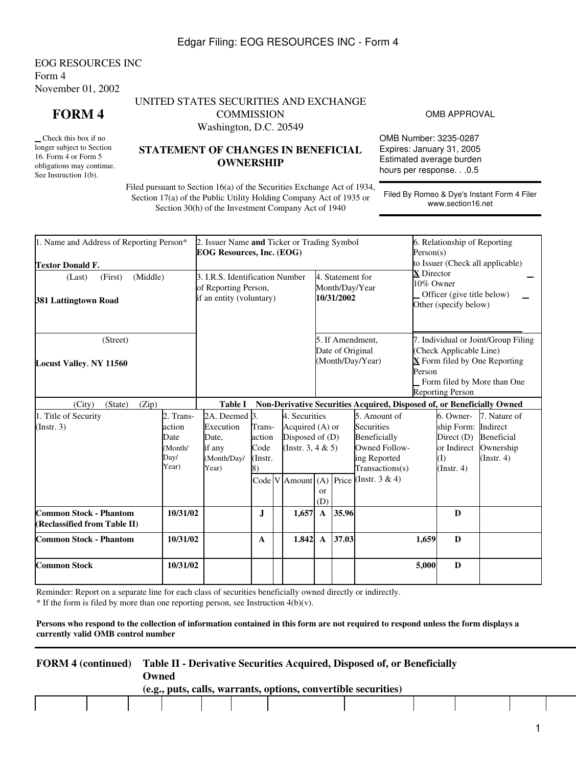EOG RESOURCES INC
Form 4
November 01, 2002

# FORM 4

_ Check this box if no longer subject to Section 16. Form 4 or Form 5 obligations may continue. See Instruction 1(b).

UNITED STATES SECURITIES AND EXCHANGE COMMISSION
Washington, D.C. 20549

## STATEMENT OF CHANGES IN BENEFICIAL OWNERSHIP

Filed pursuant to Section 16(a) of the Securities Exchange Act of 1934, Section 17(a) of the Public Utility Holding Company Act of 1935 or Section 30(h) of the Investment Company Act of 1940

OMB APPROVAL

OMB Number: 3235-0287
Expires: January 31, 2005
Estimated average burden hours per response. . .0.5

Filed By Romeo & Dye's Instant Form 4 Filer www.section16.net

| 1. Name and Address of Reporting Person* | 2. Issuer Name **and** Ticker or Trading Symbol | | 6. Relationship of Reporting Person(s) to Issuer (Check all applicable) |
|---|---|---|---|
| **Textor Donald F.** | **EOG Resources, Inc. (EOG)** | | **X** Director _ 10% Owner _ Officer (give title below) _ Other (specify below) |
| (Last) (First) (Middle) **381 Lattingtown Road** | 3. I.R.S. Identification Number of Reporting Person, if an entity (voluntary) | 4. Statement for Month/Day/Year **10/31/2002** | |
| (Street) **Locust Valley, NY 11560** | | 5. If Amendment, Date of Original (Month/Day/Year) | 7. Individual or Joint/Group Filing (Check Applicable Line) **X** Form filed by One Reporting Person _ Form filed by More than One Reporting Person |
| (City) (State) (Zip) | | | |

**Table I Non-Derivative Securities Acquired, Disposed of, or Beneficially Owned**

| 1. Title of Security (Instr. 3) | 2. Transaction Date (Month/Day/Year) | 2A. Deemed Execution Date, if any (Month/Day/Year) | 3. Transaction Code (Instr. 8) | | 4. Securities Acquired (A) or Disposed of (D) (Instr. 3, 4 & 5) | | | 5. Amount of Securities Beneficially Owned Following Reported Transactions(s) (Instr. 3 & 4) | 6. Ownership Form: Direct (D) or Indirect (I) (Instr. 4) | 7. Nature of Indirect Beneficial Ownership (Instr. 4) |
|---|---|---|---|---|---|---|---|---|---|---|
| | | | Code | V | Amount | (A) or (D) | Price | | | |
| **Common Stock - Phantom (Reclassified from Table II)** | **10/31/02** | | **J** | | **1,657** | **A** | **35.96** | | **D** | |
| **Common Stock - Phantom** | **10/31/02** | | **A** | | **1.842** | **A** | **37.03** | **1,659** | **D** | |
| **Common Stock** | **10/31/02** | | | | | | | **5,000** | **D** | |

Reminder: Report on a separate line for each class of securities beneficially owned directly or indirectly.
\* If the form is filed by more than one reporting person, see Instruction 4(b)(v).

**Persons who respond to the collection of information contained in this form are not required to respond unless the form displays a currently valid OMB control number**

**FORM 4 (continued) Table II - Derivative Securities Acquired, Disposed of, or Beneficially Owned (e.g., puts, calls, warrants, options, convertible securities)**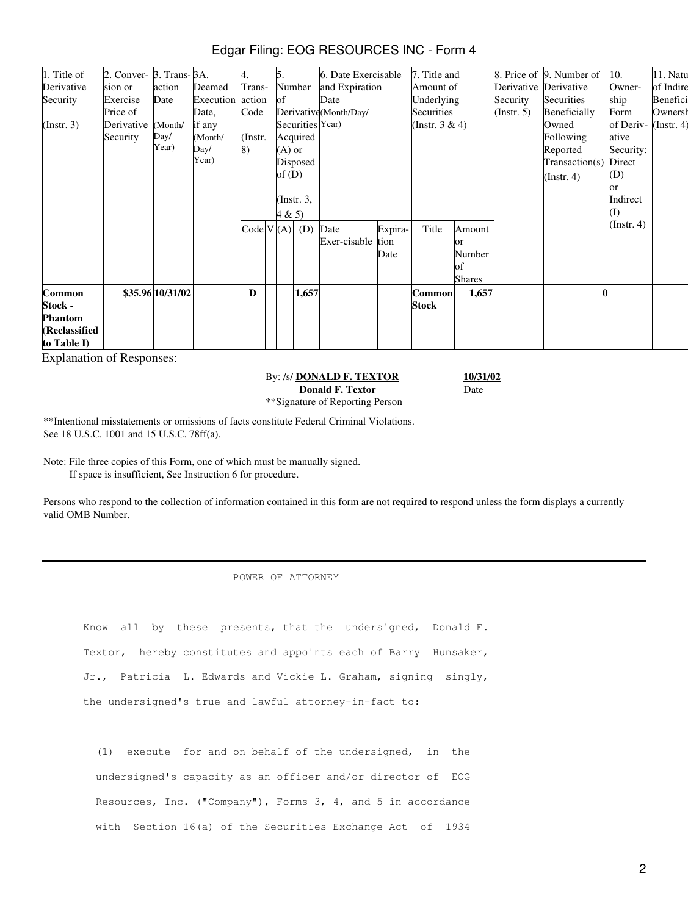| 1. Title of Derivative Security (Instr. 3) | 2. Conversion or Exercise Price of Derivative Security | 3. Transaction Date (Month/Day/Year) | 3A. Deemed Execution Date, if any (Month/Day/Year) | 4. Transaction Code (Instr. 8) | | 5. Number of Derivative Securities Acquired (A) or Disposed of (D) (Instr. 3, 4 & 5) | | 6. Date Exercisable and Expiration Date (Month/Day/Year) | | 7. Title and Amount of Underlying Securities (Instr. 3 & 4) | | 8. Price of Derivative Security (Instr. 5) | 9. Number of Derivative Securities Beneficially Owned Following Reported Transaction(s) (Instr. 4) | 10. Ownership Form of Derivative Security: Direct (D) or Indirect (I) (Instr. 4) | 11. Nature of Indirect Beneficial Ownership (Instr. 4) |
|---|---|---|---|---|---|---|---|---|---|---|---|---|---|---|---|
| | | | | Code | V | (A) | (D) | Date Exer-cisable | Expiration Date | Title | Amount or Number of Shares | | | | |
| **Common Stock - Phantom (Reclassified to Table I)** | **$35.96** | **10/31/02** | | **D** | | | **1,657** | | | **Common Stock** | **1,657** | | **0** | | |

Explanation of Responses:

By: /s/ **DONALD F. TEXTOR** **10/31/02**
**Donald F. Textor** Date
**Signature of Reporting Person

**Intentional misstatements or omissions of facts constitute Federal Criminal Violations. See 18 U.S.C. 1001 and 15 U.S.C. 78ff(a).

Note: File three copies of this Form, one of which must be manually signed. If space is insufficient, See Instruction 6 for procedure.

Persons who respond to the collection of information contained in this form are not required to respond unless the form displays a currently valid OMB Number.

---

POWER OF ATTORNEY

Know all by these presents, that the undersigned, Donald F. Textor, hereby constitutes and appoints each of Barry Hunsaker, Jr., Patricia L. Edwards and Vickie L. Graham, signing singly, the undersigned's true and lawful attorney-in-fact to:

(1) execute for and on behalf of the undersigned, in the undersigned's capacity as an officer and/or director of EOG Resources, Inc. ("Company"), Forms 3, 4, and 5 in accordance with Section 16(a) of the Securities Exchange Act of 1934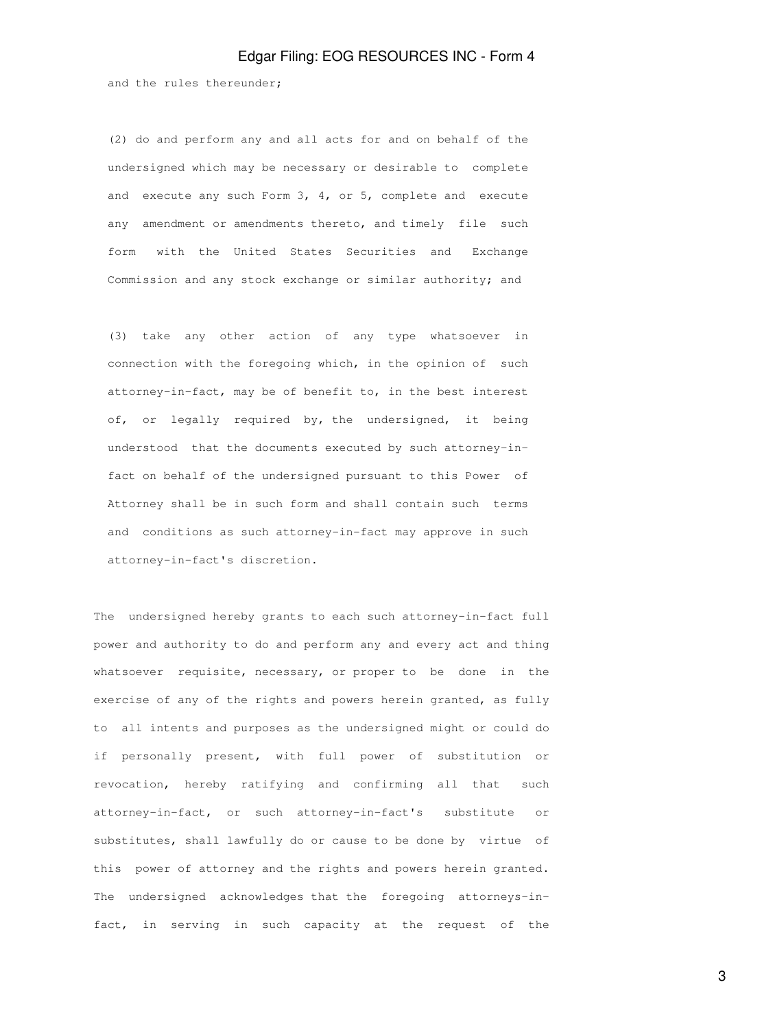and the rules thereunder;

(2) do and perform any and all acts for and on behalf of the undersigned which may be necessary or desirable to complete and execute any such Form 3, 4, or 5, complete and execute any amendment or amendments thereto, and timely file such form with the United States Securities and Exchange Commission and any stock exchange or similar authority; and

(3) take any other action of any type whatsoever in connection with the foregoing which, in the opinion of such attorney-in-fact, may be of benefit to, in the best interest of, or legally required by, the undersigned, it being understood that the documents executed by such attorney-in-fact on behalf of the undersigned pursuant to this Power of Attorney shall be in such form and shall contain such terms and conditions as such attorney-in-fact may approve in such attorney-in-fact's discretion.

The undersigned hereby grants to each such attorney-in-fact full power and authority to do and perform any and every act and thing whatsoever requisite, necessary, or proper to be done in the exercise of any of the rights and powers herein granted, as fully to all intents and purposes as the undersigned might or could do if personally present, with full power of substitution or revocation, hereby ratifying and confirming all that such attorney-in-fact, or such attorney-in-fact's substitute or substitutes, shall lawfully do or cause to be done by virtue of this power of attorney and the rights and powers herein granted. The undersigned acknowledges that the foregoing attorneys-in-fact, in serving in such capacity at the request of the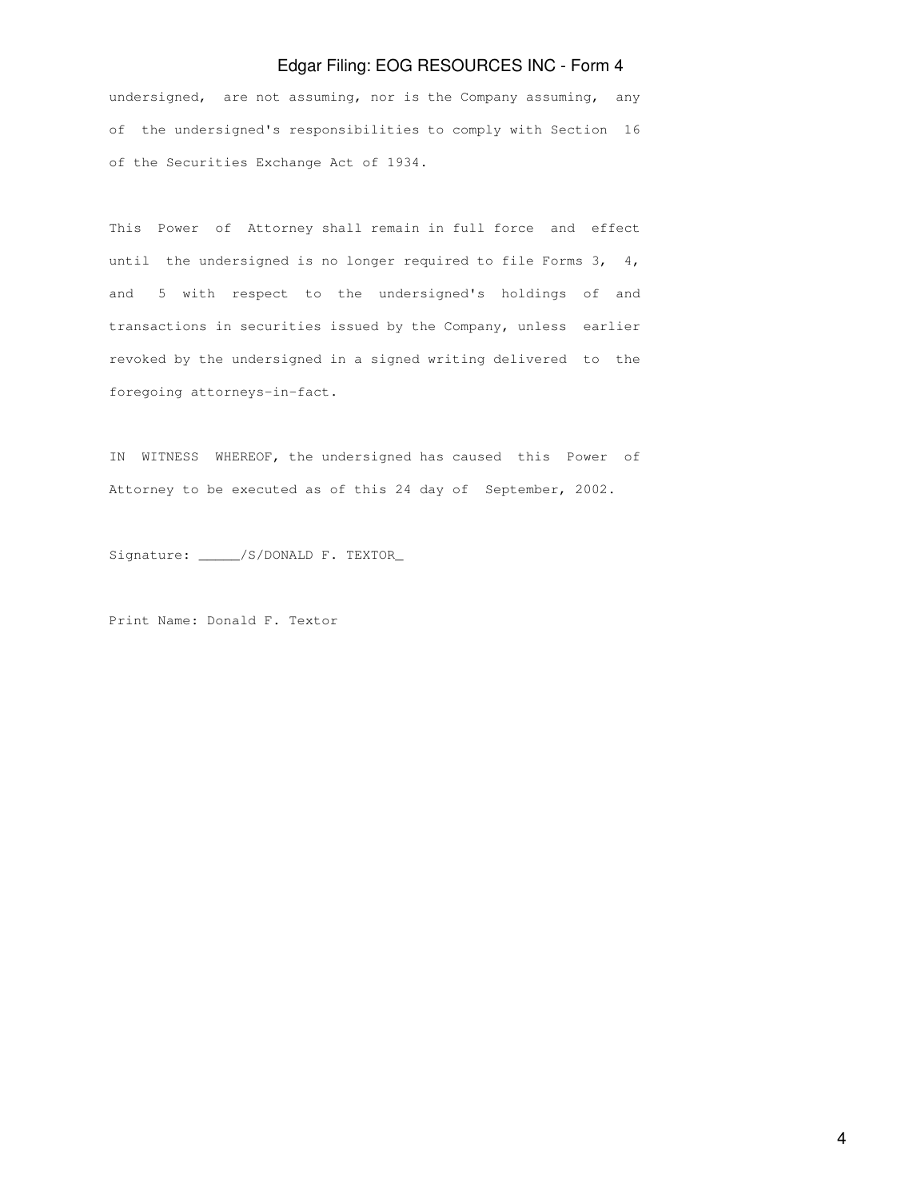undersigned, are not assuming, nor is the Company assuming, any of the undersigned's responsibilities to comply with Section 16 of the Securities Exchange Act of 1934.

This Power of Attorney shall remain in full force and effect until the undersigned is no longer required to file Forms 3, 4, and 5 with respect to the undersigned's holdings of and transactions in securities issued by the Company, unless earlier revoked by the undersigned in a signed writing delivered to the foregoing attorneys-in-fact.

IN WITNESS WHEREOF, the undersigned has caused this Power of Attorney to be executed as of this 24 day of September, 2002.

Signature: _____/S/DONALD F. TEXTOR_

Print Name: Donald F. Textor